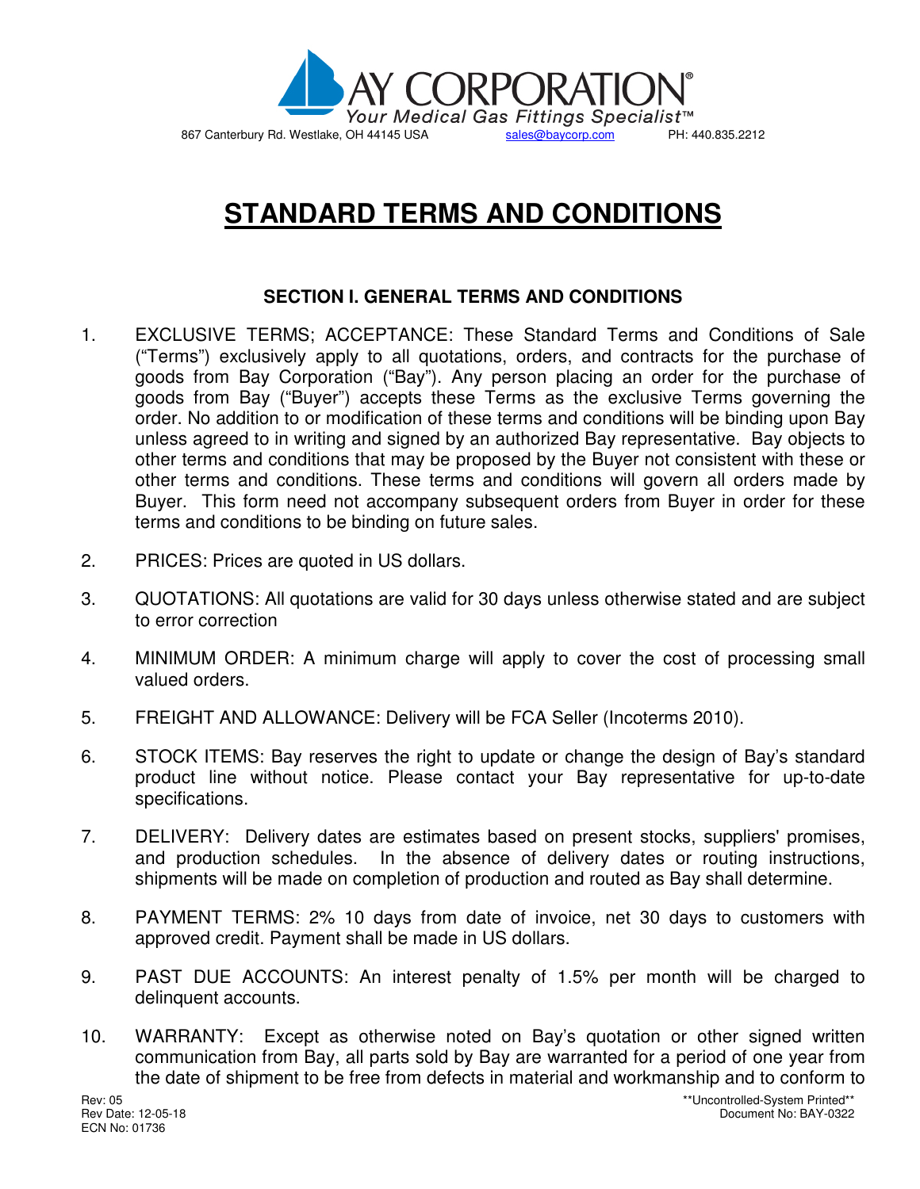BAY CORPORATION®

*Your Medical Gas Fittings Specialist™*

867 Canterbury Rd. Westlake, OH 44145 USA sales@baycorp.com PH: 440.835.2212

# STANDARD TERMS AND CONDITIONS

## SECTION I. GENERAL TERMS AND CONDITIONS

1. EXCLUSIVE TERMS; ACCEPTANCE: These Standard Terms and Conditions of Sale ("Terms") exclusively apply to all quotations, orders, and contracts for the purchase of goods from Bay Corporation ("Bay"). Any person placing an order for the purchase of goods from Bay ("Buyer") accepts these Terms as the exclusive Terms governing the order. No addition to or modification of these terms and conditions will be binding upon Bay unless agreed to in writing and signed by an authorized Bay representative. Bay objects to other terms and conditions that may be proposed by the Buyer not consistent with these or other terms and conditions. These terms and conditions will govern all orders made by Buyer. This form need not accompany subsequent orders from Buyer in order for these terms and conditions to be binding on future sales.

2. PRICES: Prices are quoted in US dollars.

3. QUOTATIONS: All quotations are valid for 30 days unless otherwise stated and are subject to error correction

4. MINIMUM ORDER: A minimum charge will apply to cover the cost of processing small valued orders.

5. FREIGHT AND ALLOWANCE: Delivery will be FCA Seller (Incoterms 2010).

6. STOCK ITEMS: Bay reserves the right to update or change the design of Bay's standard product line without notice. Please contact your Bay representative for up-to-date specifications.

7. DELIVERY: Delivery dates are estimates based on present stocks, suppliers' promises, and production schedules. In the absence of delivery dates or routing instructions, shipments will be made on completion of production and routed as Bay shall determine.

8. PAYMENT TERMS: 2% 10 days from date of invoice, net 30 days to customers with approved credit. Payment shall be made in US dollars.

9. PAST DUE ACCOUNTS: An interest penalty of 1.5% per month will be charged to delinquent accounts.

10. WARRANTY: Except as otherwise noted on Bay's quotation or other signed written communication from Bay, all parts sold by Bay are warranted for a period of one year from the date of shipment to be free from defects in material and workmanship and to conform to

Rev: 05
Rev Date: 12-05-18
ECN No: 01736

**Uncontrolled-System Printed**
Document No: BAY-0322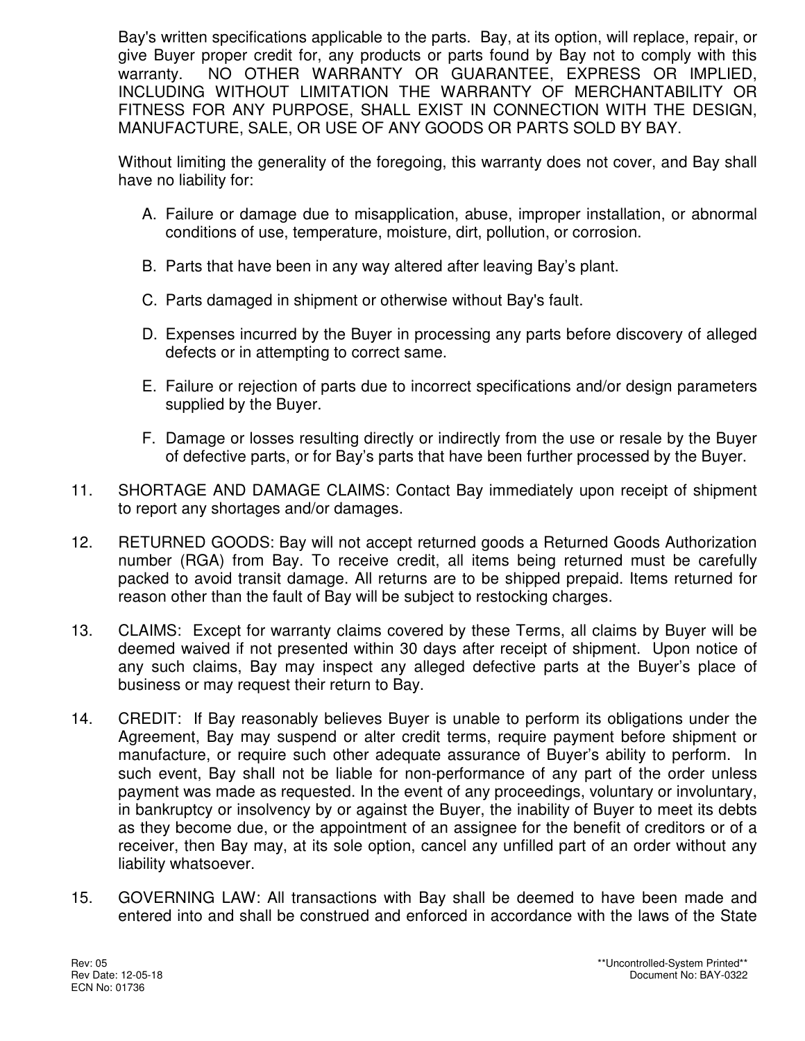Bay's written specifications applicable to the parts. Bay, at its option, will replace, repair, or give Buyer proper credit for, any products or parts found by Bay not to comply with this warranty. NO OTHER WARRANTY OR GUARANTEE, EXPRESS OR IMPLIED, INCLUDING WITHOUT LIMITATION THE WARRANTY OF MERCHANTABILITY OR FITNESS FOR ANY PURPOSE, SHALL EXIST IN CONNECTION WITH THE DESIGN, MANUFACTURE, SALE, OR USE OF ANY GOODS OR PARTS SOLD BY BAY.

Without limiting the generality of the foregoing, this warranty does not cover, and Bay shall have no liability for:

A. Failure or damage due to misapplication, abuse, improper installation, or abnormal conditions of use, temperature, moisture, dirt, pollution, or corrosion.

B. Parts that have been in any way altered after leaving Bay's plant.

C. Parts damaged in shipment or otherwise without Bay's fault.

D. Expenses incurred by the Buyer in processing any parts before discovery of alleged defects or in attempting to correct same.

E. Failure or rejection of parts due to incorrect specifications and/or design parameters supplied by the Buyer.

F. Damage or losses resulting directly or indirectly from the use or resale by the Buyer of defective parts, or for Bay's parts that have been further processed by the Buyer.

11. SHORTAGE AND DAMAGE CLAIMS: Contact Bay immediately upon receipt of shipment to report any shortages and/or damages.

12. RETURNED GOODS: Bay will not accept returned goods a Returned Goods Authorization number (RGA) from Bay. To receive credit, all items being returned must be carefully packed to avoid transit damage. All returns are to be shipped prepaid. Items returned for reason other than the fault of Bay will be subject to restocking charges.

13. CLAIMS: Except for warranty claims covered by these Terms, all claims by Buyer will be deemed waived if not presented within 30 days after receipt of shipment. Upon notice of any such claims, Bay may inspect any alleged defective parts at the Buyer's place of business or may request their return to Bay.

14. CREDIT: If Bay reasonably believes Buyer is unable to perform its obligations under the Agreement, Bay may suspend or alter credit terms, require payment before shipment or manufacture, or require such other adequate assurance of Buyer's ability to perform. In such event, Bay shall not be liable for non-performance of any part of the order unless payment was made as requested. In the event of any proceedings, voluntary or involuntary, in bankruptcy or insolvency by or against the Buyer, the inability of Buyer to meet its debts as they become due, or the appointment of an assignee for the benefit of creditors or of a receiver, then Bay may, at its sole option, cancel any unfilled part of an order without any liability whatsoever.

15. GOVERNING LAW: All transactions with Bay shall be deemed to have been made and entered into and shall be construed and enforced in accordance with the laws of the State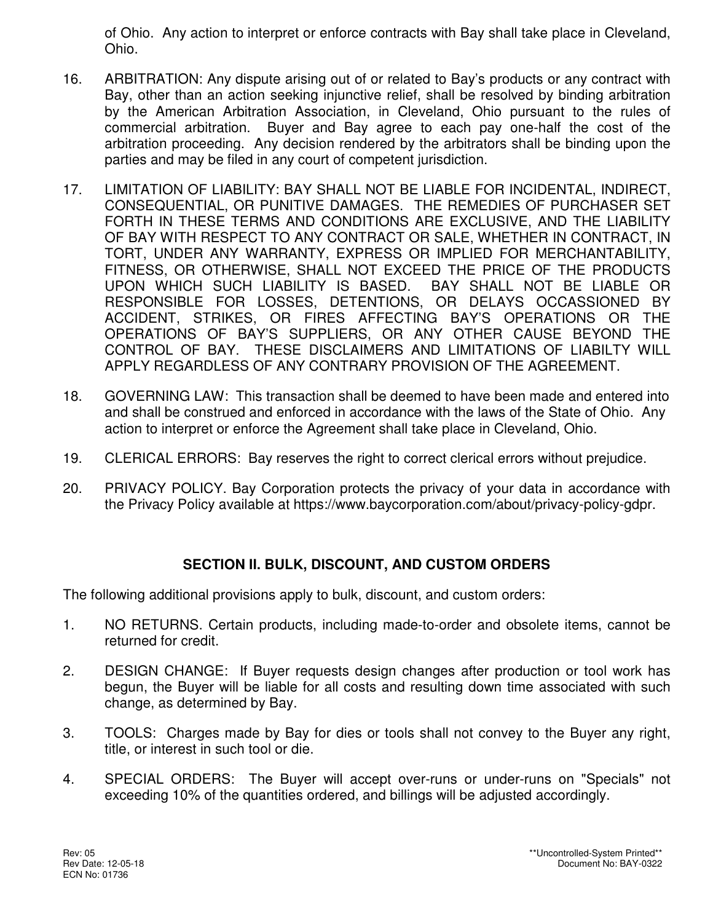of Ohio. Any action to interpret or enforce contracts with Bay shall take place in Cleveland, Ohio.

16. ARBITRATION: Any dispute arising out of or related to Bay's products or any contract with Bay, other than an action seeking injunctive relief, shall be resolved by binding arbitration by the American Arbitration Association, in Cleveland, Ohio pursuant to the rules of commercial arbitration. Buyer and Bay agree to each pay one-half the cost of the arbitration proceeding. Any decision rendered by the arbitrators shall be binding upon the parties and may be filed in any court of competent jurisdiction.

17. LIMITATION OF LIABILITY: BAY SHALL NOT BE LIABLE FOR INCIDENTAL, INDIRECT, CONSEQUENTIAL, OR PUNITIVE DAMAGES. THE REMEDIES OF PURCHASER SET FORTH IN THESE TERMS AND CONDITIONS ARE EXCLUSIVE, AND THE LIABILITY OF BAY WITH RESPECT TO ANY CONTRACT OR SALE, WHETHER IN CONTRACT, IN TORT, UNDER ANY WARRANTY, EXPRESS OR IMPLIED FOR MERCHANTABILITY, FITNESS, OR OTHERWISE, SHALL NOT EXCEED THE PRICE OF THE PRODUCTS UPON WHICH SUCH LIABILITY IS BASED. BAY SHALL NOT BE LIABLE OR RESPONSIBLE FOR LOSSES, DETENTIONS, OR DELAYS OCCASSIONED BY ACCIDENT, STRIKES, OR FIRES AFFECTING BAY'S OPERATIONS OR THE OPERATIONS OF BAY'S SUPPLIERS, OR ANY OTHER CAUSE BEYOND THE CONTROL OF BAY. THESE DISCLAIMERS AND LIMITATIONS OF LIABILTY WILL APPLY REGARDLESS OF ANY CONTRARY PROVISION OF THE AGREEMENT.

18. GOVERNING LAW: This transaction shall be deemed to have been made and entered into and shall be construed and enforced in accordance with the laws of the State of Ohio. Any action to interpret or enforce the Agreement shall take place in Cleveland, Ohio.

19. CLERICAL ERRORS: Bay reserves the right to correct clerical errors without prejudice.

20. PRIVACY POLICY. Bay Corporation protects the privacy of your data in accordance with the Privacy Policy available at https://www.baycorporation.com/about/privacy-policy-gdpr.

## SECTION II. BULK, DISCOUNT, AND CUSTOM ORDERS

The following additional provisions apply to bulk, discount, and custom orders:

1. NO RETURNS. Certain products, including made-to-order and obsolete items, cannot be returned for credit.

2. DESIGN CHANGE: If Buyer requests design changes after production or tool work has begun, the Buyer will be liable for all costs and resulting down time associated with such change, as determined by Bay.

3. TOOLS: Charges made by Bay for dies or tools shall not convey to the Buyer any right, title, or interest in such tool or die.

4. SPECIAL ORDERS: The Buyer will accept over-runs or under-runs on "Specials" not exceeding 10% of the quantities ordered, and billings will be adjusted accordingly.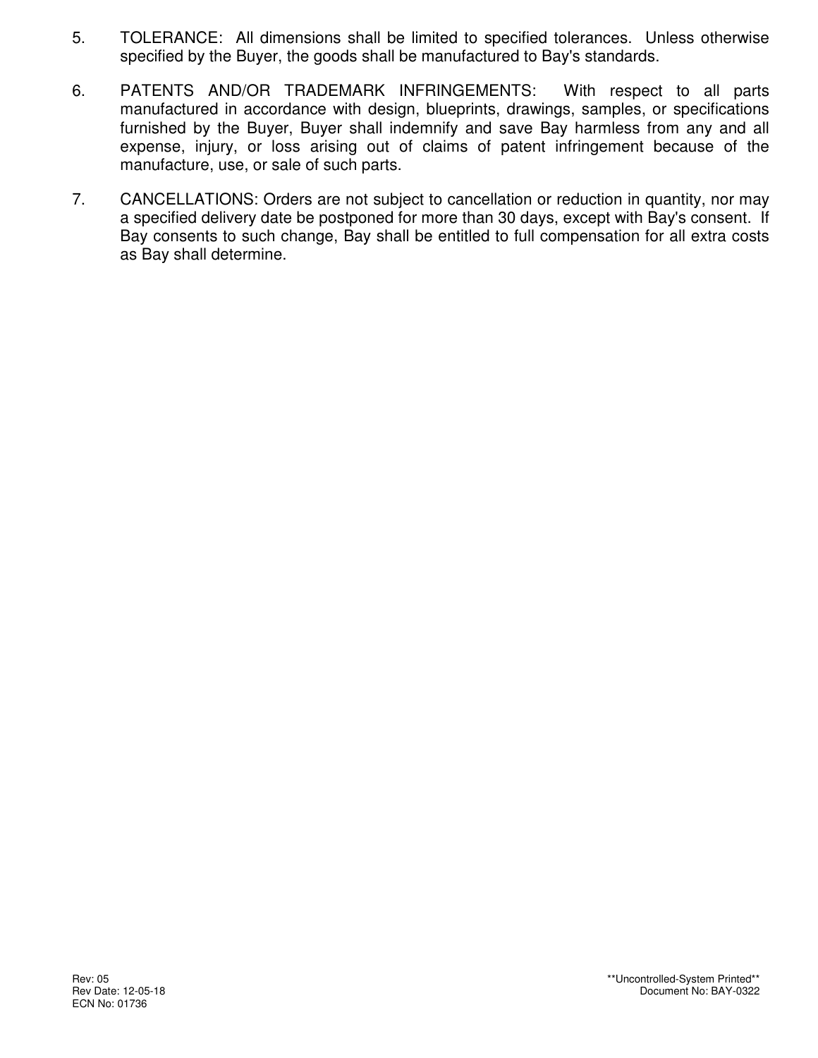5. TOLERANCE: All dimensions shall be limited to specified tolerances. Unless otherwise specified by the Buyer, the goods shall be manufactured to Bay's standards.

6. PATENTS AND/OR TRADEMARK INFRINGEMENTS: With respect to all parts manufactured in accordance with design, blueprints, drawings, samples, or specifications furnished by the Buyer, Buyer shall indemnify and save Bay harmless from any and all expense, injury, or loss arising out of claims of patent infringement because of the manufacture, use, or sale of such parts.

7. CANCELLATIONS: Orders are not subject to cancellation or reduction in quantity, nor may a specified delivery date be postponed for more than 30 days, except with Bay's consent. If Bay consents to such change, Bay shall be entitled to full compensation for all extra costs as Bay shall determine.